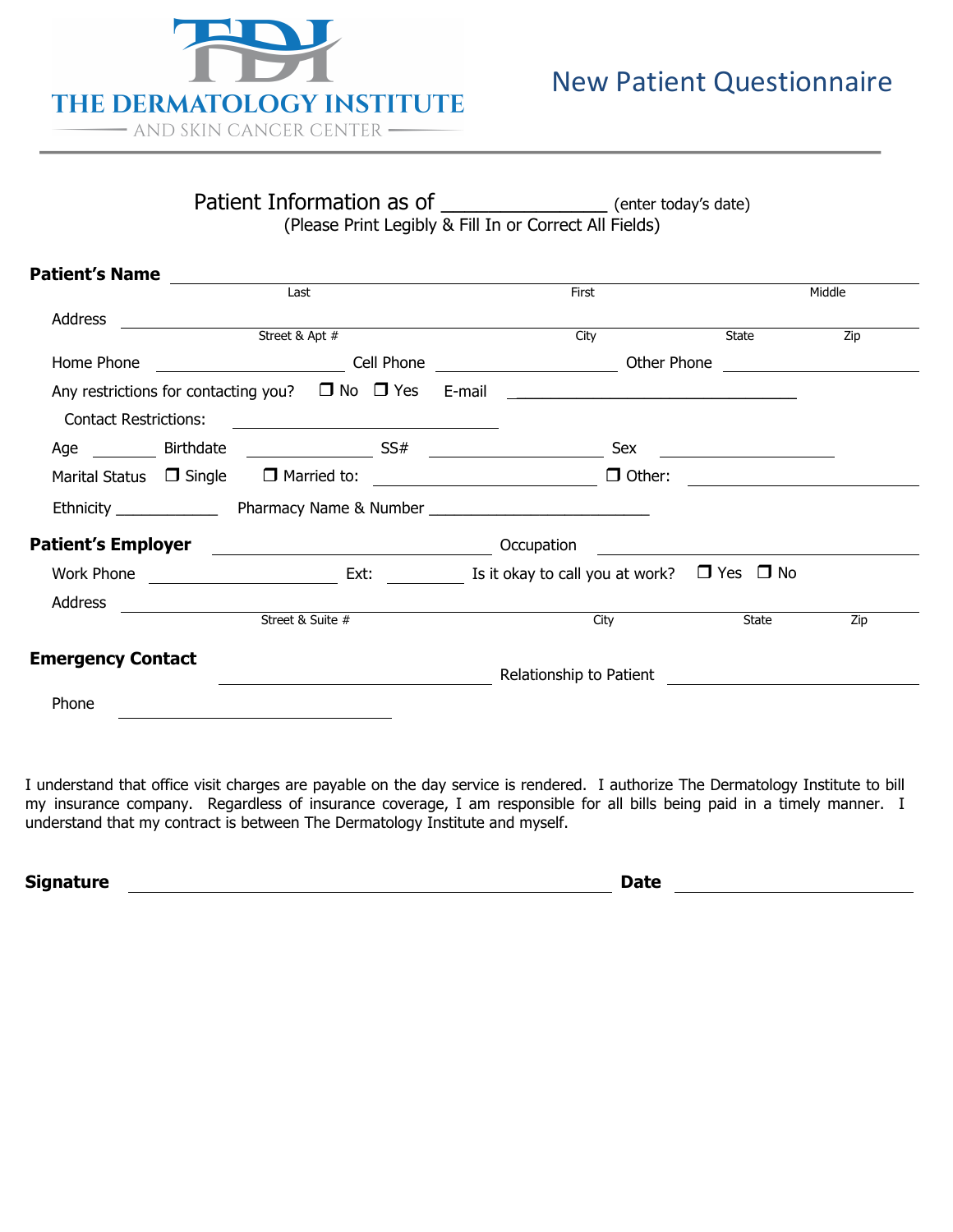**THE DERMATOLOGY INSTITUTE**
AND SKIN CANCER CENTER

# New Patient Questionnaire

Patient Information as of _______________ (enter today's date)
(Please Print Legibly & Fill In or Correct All Fields)

**Patient's Name** ________________________________________________
Last First Middle

Address ________________________________________________
Street & Apt # City State Zip

Home Phone ______________ Cell Phone ______________ Other Phone ______________

Any restrictions for contacting you? ❒ No ❒ Yes E-mail ______________________

Contact Restrictions: ______________________

Age ________ Birthdate ______________ SS# ______________ Sex ______________

Marital Status ❒ Single ❒ Married to: ______________ ❒ Other: ______________

Ethnicity ____________ Pharmacy Name & Number _________________________

**Patient's Employer** ______________________ Occupation ______________________

Work Phone ______________ Ext: ________ Is it okay to call you at work? ❒ Yes ❒ No

Address ________________________________________________
Street & Suite # City State Zip

**Emergency Contact** ______________________ Relationship to Patient ______________

Phone ______________________

I understand that office visit charges are payable on the day service is rendered. I authorize The Dermatology Institute to bill my insurance company. Regardless of insurance coverage, I am responsible for all bills being paid in a timely manner. I understand that my contract is between The Dermatology Institute and myself.

**Signature** ________________________________________ **Date** ______________________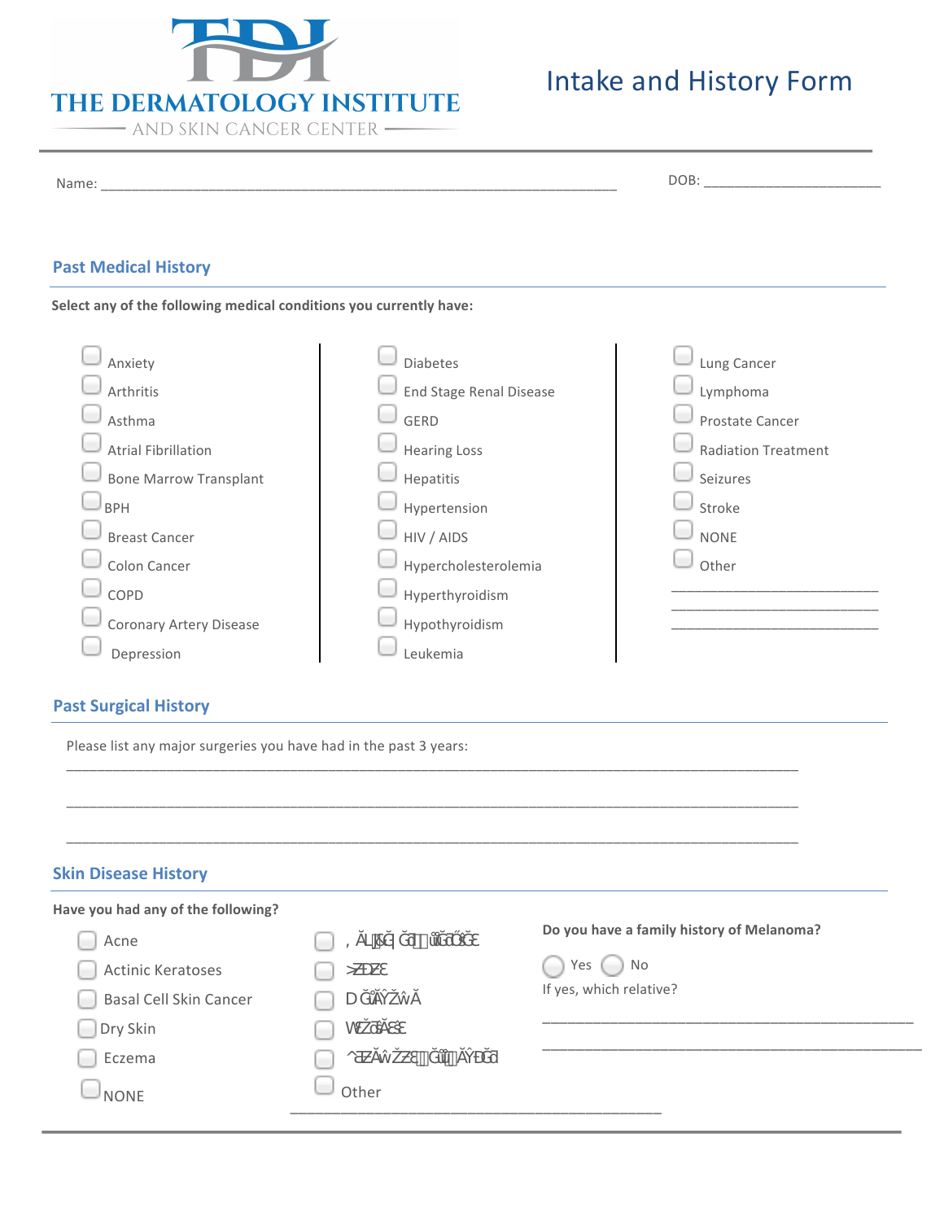# THE DERMATOLOGY INSTITUTE
AND SKIN CANCER CENTER

# Intake and History Form

Name: ______________________________________________________________________ DOB: _______________________

## Past Medical History

**Select any of the following medical conditions you currently have:**

- ☐ Anxiety
- ☐ Arthritis
- ☐ Asthma
- ☐ Atrial Fibrillation
- ☐ Bone Marrow Transplant
- ☐ BPH
- ☐ Breast Cancer
- ☐ Colon Cancer
- ☐ COPD
- ☐ Coronary Artery Disease
- ☐ Depression
- ☐ Diabetes
- ☐ End Stage Renal Disease
- ☐ GERD
- ☐ Hearing Loss
- ☐ Hepatitis
- ☐ Hypertension
- ☐ HIV / AIDS
- ☐ Hypercholesterolemia
- ☐ Hyperthyroidism
- ☐ Hypothyroidism
- ☐ Leukemia
- ☐ Lung Cancer
- ☐ Lymphoma
- ☐ Prostate Cancer
- ☐ Radiation Treatment
- ☐ Seizures
- ☐ Stroke
- ☐ NONE
- ☐ Other

____________________________
____________________________
____________________________

## Past Surgical History

Please list any major surgeries you have had in the past 3 years:

______________________________________________________________________________________

______________________________________________________________________________________

______________________________________________________________________________________

## Skin Disease History

**Have you had any of the following?**

- ☐ Acne
- ☐ Actinic Keratoses
- ☐ Basal Cell Skin Cancer
- ☐ Dry Skin
- ☐ Eczema
- ☐ NONE
- ☐ , ĂŝƌĂŶĚ ^ĐĂůƉ ŝƐŽƌĚĞƌ
- ☐ >ĞƐŝŽŶ
- ☐ DĞůĂŶŽŵĂ
- ☐ WƐŽƌŝĂƐŝƐ
- ☐ ^ƋƵĂŵŽƵƐ ĞůůĂƌĐŝŶŽŵĂ
- ☐ Other

_______________________________________________

**Do you have a family history of Melanoma?**

◯ Yes ◯ No

If yes, which relative?

_______________________________________________

_______________________________________________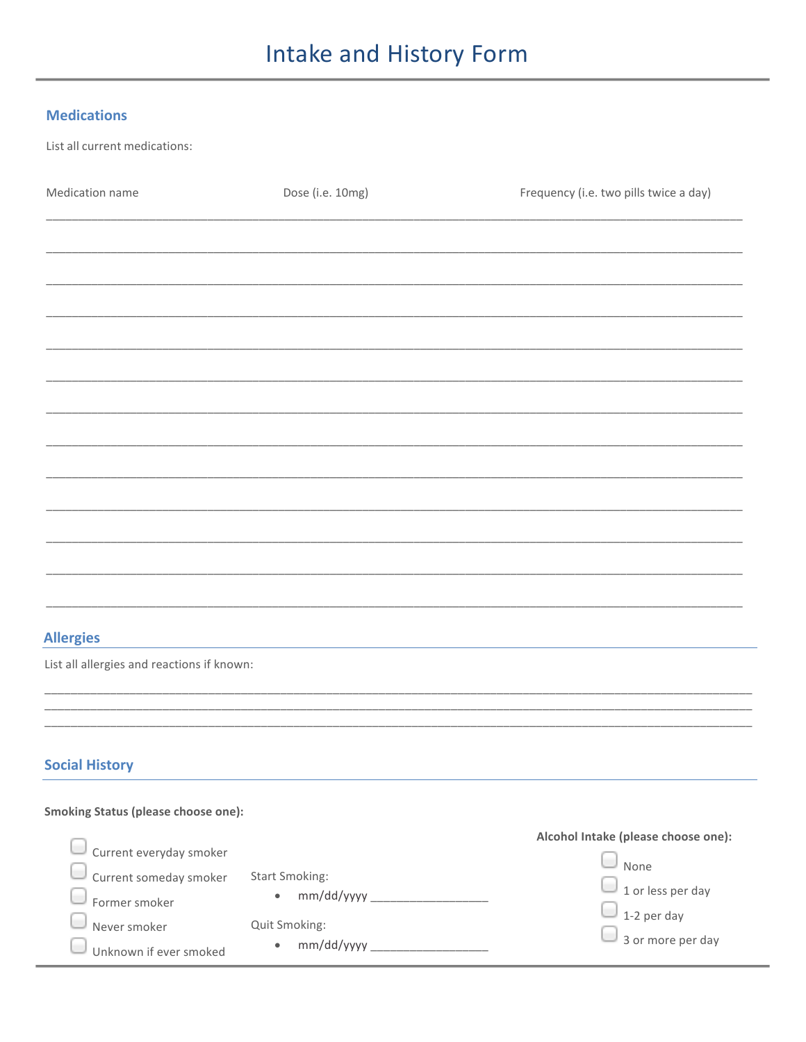# Intake and History Form

## Medications

List all current medications:

| Medication name | Dose (i.e. 10mg) | Frequency (i.e. two pills twice a day) |
| --- | --- | --- |
| | | |
| | | |
| | | |
| | | |
| | | |
| | | |
| | | |
| | | |
| | | |
| | | |
| | | |
| | | |
| | | |

## Allergies

List all allergies and reactions if known:

______________________________________________________________________________________

______________________________________________________________________________________

______________________________________________________________________________________

## Social History

**Smoking Status (please choose one):**

- ☐ Current everyday smoker
- ☐ Current someday smoker
- ☐ Former smoker
- ☐ Never smoker
- ☐ Unknown if ever smoked

Start Smoking:

- mm/dd/yyyy ________________

Quit Smoking:

- mm/dd/yyyy ________________

**Alcohol Intake (please choose one):**

- ☐ None
- ☐ 1 or less per day
- ☐ 1-2 per day
- ☐ 3 or more per day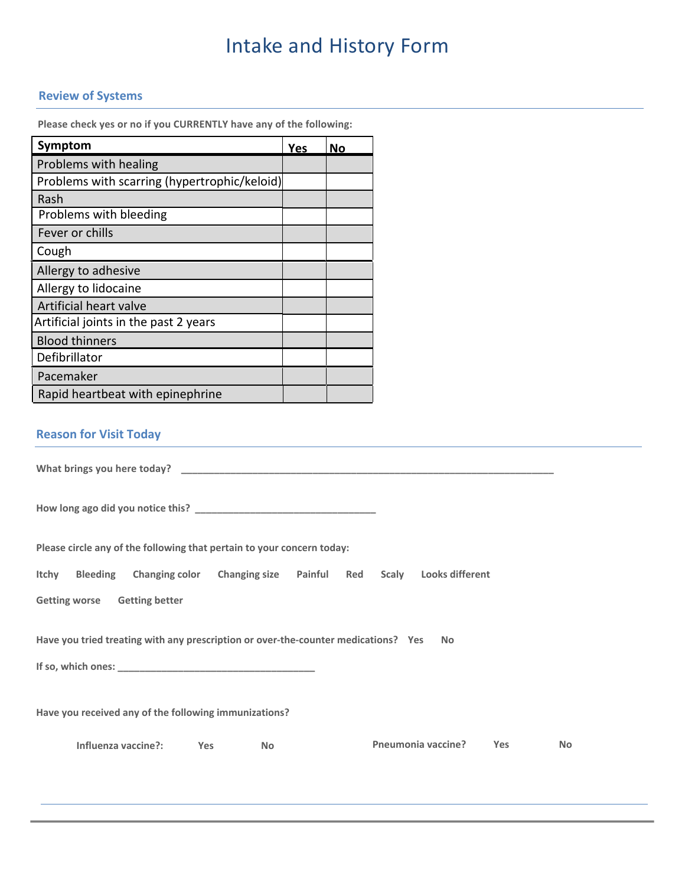# Intake and History Form

## Review of Systems

**Please check yes or no if you CURRENTLY have any of the following:**

| Symptom | Yes | No |
|---|---|---|
| Problems with healing | | |
| Problems with scarring (hypertrophic/keloid) | | |
| Rash | | |
| Problems with bleeding | | |
| Fever or chills | | |
| Cough | | |
| Allergy to adhesive | | |
| Allergy to lidocaine | | |
| Artificial heart valve | | |
| Artificial joints in the past 2 years | | |
| Blood thinners | | |
| Defibrillator | | |
| Pacemaker | | |
| Rapid heartbeat with epinephrine | | |

## Reason for Visit Today

**What brings you here today?** ______________________________________________________________________

**How long ago did you notice this?** _________________________________

**Please circle any of the following that pertain to your concern today:**

**Itchy  Bleeding  Changing color  Changing size  Painful  Red  Scaly  Looks different**

**Getting worse  Getting better**

**Have you tried treating with any prescription or over-the-counter medications?  Yes  No**

**If so, which ones:** ____________________________________

**Have you received any of the following immunizations?**

**Influenza vaccine?:  Yes  No**  **Pneumonia vaccine?  Yes  No**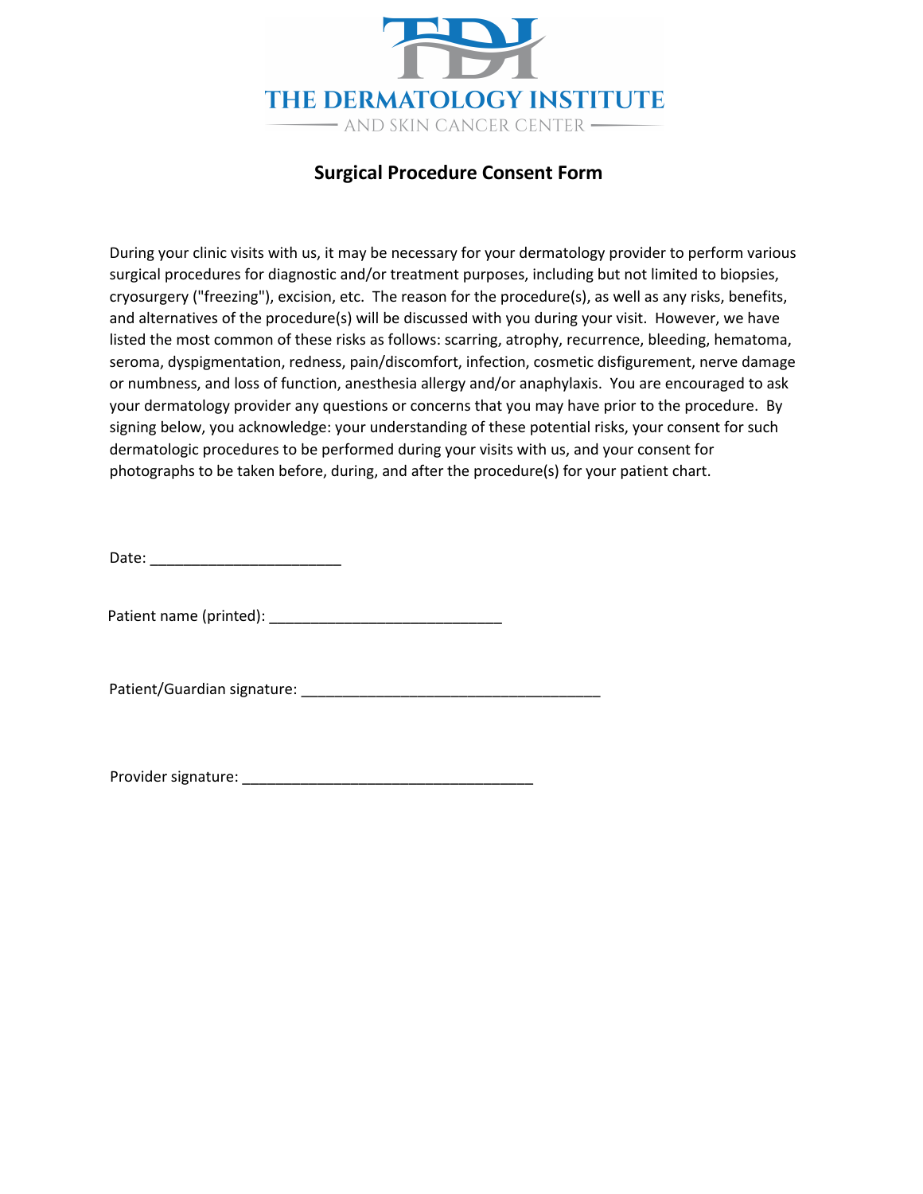# THE DERMATOLOGY INSTITUTE

AND SKIN CANCER CENTER

## Surgical Procedure Consent Form

During your clinic visits with us, it may be necessary for your dermatology provider to perform various surgical procedures for diagnostic and/or treatment purposes, including but not limited to biopsies, cryosurgery ("freezing"), excision, etc. The reason for the procedure(s), as well as any risks, benefits, and alternatives of the procedure(s) will be discussed with you during your visit. However, we have listed the most common of these risks as follows: scarring, atrophy, recurrence, bleeding, hematoma, seroma, dyspigmentation, redness, pain/discomfort, infection, cosmetic disfigurement, nerve damage or numbness, and loss of function, anesthesia allergy and/or anaphylaxis. You are encouraged to ask your dermatology provider any questions or concerns that you may have prior to the procedure. By signing below, you acknowledge: your understanding of these potential risks, your consent for such dermatologic procedures to be performed during your visits with us, and your consent for photographs to be taken before, during, and after the procedure(s) for your patient chart.

Date: _______________________

Patient name (printed): ____________________________

Patient/Guardian signature: ____________________________________

Provider signature: ___________________________________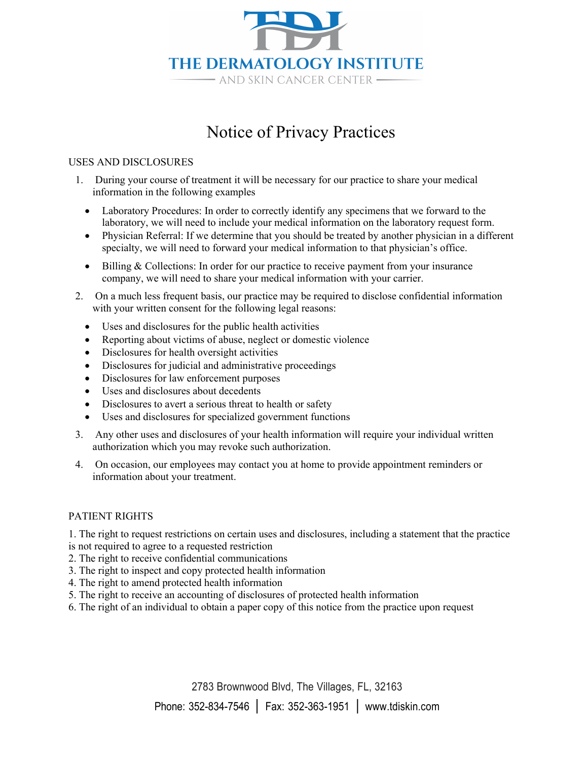THE DERMATOLOGY INSTITUTE
AND SKIN CANCER CENTER

# Notice of Privacy Practices

## USES AND DISCLOSURES

1. During your course of treatment it will be necessary for our practice to share your medical information in the following examples
   - Laboratory Procedures: In order to correctly identify any specimens that we forward to the laboratory, we will need to include your medical information on the laboratory request form.
   - Physician Referral: If we determine that you should be treated by another physician in a different specialty, we will need to forward your medical information to that physician's office.
   - Billing & Collections: In order for our practice to receive payment from your insurance company, we will need to share your medical information with your carrier.
2. On a much less frequent basis, our practice may be required to disclose confidential information with your written consent for the following legal reasons:
   - Uses and disclosures for the public health activities
   - Reporting about victims of abuse, neglect or domestic violence
   - Disclosures for health oversight activities
   - Disclosures for judicial and administrative proceedings
   - Disclosures for law enforcement purposes
   - Uses and disclosures about decedents
   - Disclosures to avert a serious threat to health or safety
   - Uses and disclosures for specialized government functions
3. Any other uses and disclosures of your health information will require your individual written authorization which you may revoke such authorization.
4. On occasion, our employees may contact you at home to provide appointment reminders or information about your treatment.

## PATIENT RIGHTS

1. The right to request restrictions on certain uses and disclosures, including a statement that the practice is not required to agree to a requested restriction
2. The right to receive confidential communications
3. The right to inspect and copy protected health information
4. The right to amend protected health information
5. The right to receive an accounting of disclosures of protected health information
6. The right of an individual to obtain a paper copy of this notice from the practice upon request

2783 Brownwood Blvd, The Villages, FL, 32163

Phone: 352-834-7546 | Fax: 352-363-1951 | www.tdiskin.com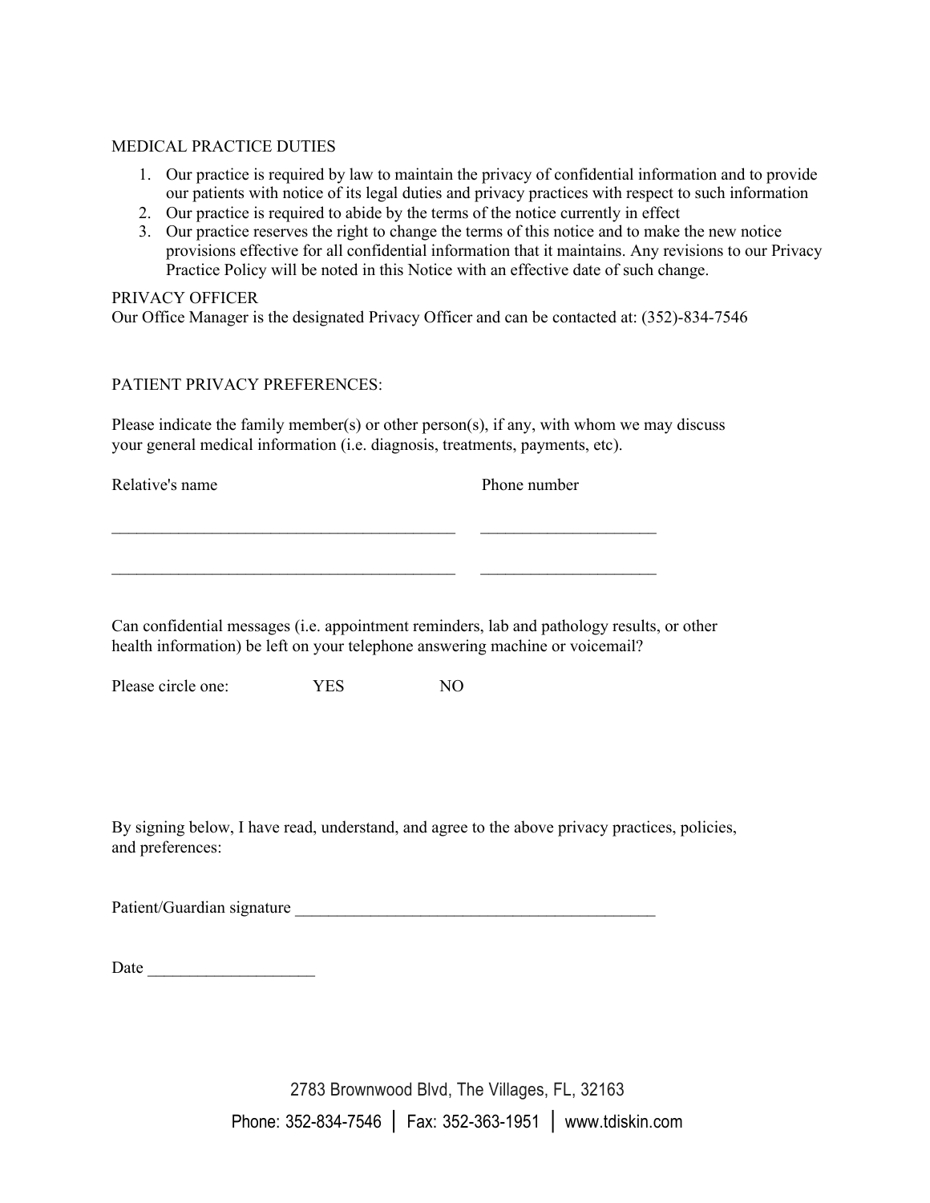## MEDICAL PRACTICE DUTIES

1. Our practice is required by law to maintain the privacy of confidential information and to provide our patients with notice of its legal duties and privacy practices with respect to such information
2. Our practice is required to abide by the terms of the notice currently in effect
3. Our practice reserves the right to change the terms of this notice and to make the new notice provisions effective for all confidential information that it maintains. Any revisions to our Privacy Practice Policy will be noted in this Notice with an effective date of such change.

## PRIVACY OFFICER

Our Office Manager is the designated Privacy Officer and can be contacted at: (352)-834-7546

## PATIENT PRIVACY PREFERENCES:

Please indicate the family member(s) or other person(s), if any, with whom we may discuss your general medical information (i.e. diagnosis, treatments, payments, etc).

| Relative's name | Phone number |
|---|---|
| __________________________________________ | _____________________ |
| __________________________________________ | _____________________ |

Can confidential messages (i.e. appointment reminders, lab and pathology results, or other health information) be left on your telephone answering machine or voicemail?

Please circle one: YES NO

By signing below, I have read, understand, and agree to the above privacy practices, policies, and preferences:

Patient/Guardian signature ____________________________________________

Date ____________________

2783 Brownwood Blvd, The Villages, FL, 32163

Phone: 352-834-7546 | Fax: 352-363-1951 | www.tdiskin.com